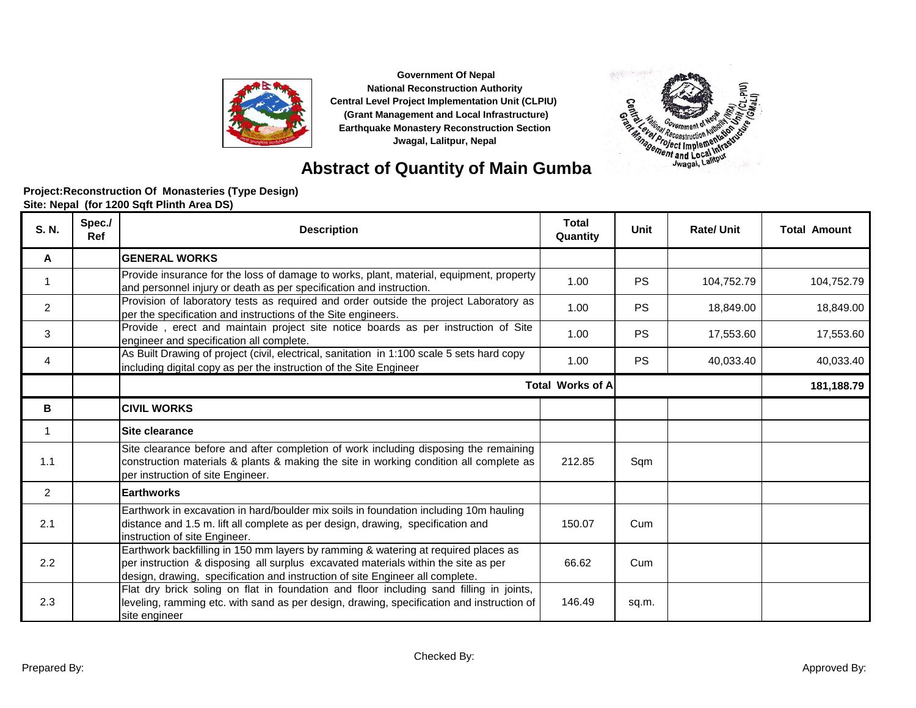Government Of Nepal
National Reconstruction Authority
Central Level Project Implementation Unit (CLPIU)
(Grant Management and Local Infrastructure)
Earthquake Monastery Reconstruction Section
Jwagal, Lalitpur, Nepal

# Abstract of Quantity of Main Gumba

**Project:Reconstruction Of Monasteries (Type Design)**
**Site: Nepal (for 1200 Sqft Plinth Area DS)**

| S. N. | Spec./ Ref | Description | Total Quantity | Unit | Rate/ Unit | Total Amount |
|---|---|---|---|---|---|---|
| **A** | | **GENERAL WORKS** | | | | |
| 1 | | Provide insurance for the loss of damage to works, plant, material, equipment, property and personnel injury or death as per specification and instruction. | 1.00 | PS | 104,752.79 | 104,752.79 |
| 2 | | Provision of laboratory tests as required and order outside the project Laboratory as per the specification and instructions of the Site engineers. | 1.00 | PS | 18,849.00 | 18,849.00 |
| 3 | | Provide , erect and maintain project site notice boards as per instruction of Site engineer and specification all complete. | 1.00 | PS | 17,553.60 | 17,553.60 |
| 4 | | As Built Drawing of project (civil, electrical, sanitation in 1:100 scale 5 sets hard copy including digital copy as per the instruction of the Site Engineer | 1.00 | PS | 40,033.40 | 40,033.40 |
| | | **Total Works of A** | | | | **181,188.79** |
| **B** | | **CIVIL WORKS** | | | | |
| 1 | | **Site clearance** | | | | |
| 1.1 | | Site clearance before and after completion of work including disposing the remaining construction materials & plants & making the site in working condition all complete as per instruction of site Engineer. | 212.85 | Sqm | | |
| 2 | | **Earthworks** | | | | |
| 2.1 | | Earthwork in excavation in hard/boulder mix soils in foundation including 10m hauling distance and 1.5 m. lift all complete as per design, drawing, specification and instruction of site Engineer. | 150.07 | Cum | | |
| 2.2 | | Earthwork backfilling in 150 mm layers by ramming & watering at required places as per instruction & disposing all surplus excavated materials within the site as per design, drawing, specification and instruction of site Engineer all complete. | 66.62 | Cum | | |
| 2.3 | | Flat dry brick soling on flat in foundation and floor including sand filling in joints, leveling, ramming etc. with sand as per design, drawing, specification and instruction of site engineer | 146.49 | sq.m. | | |

Prepared By: Checked By: Approved By: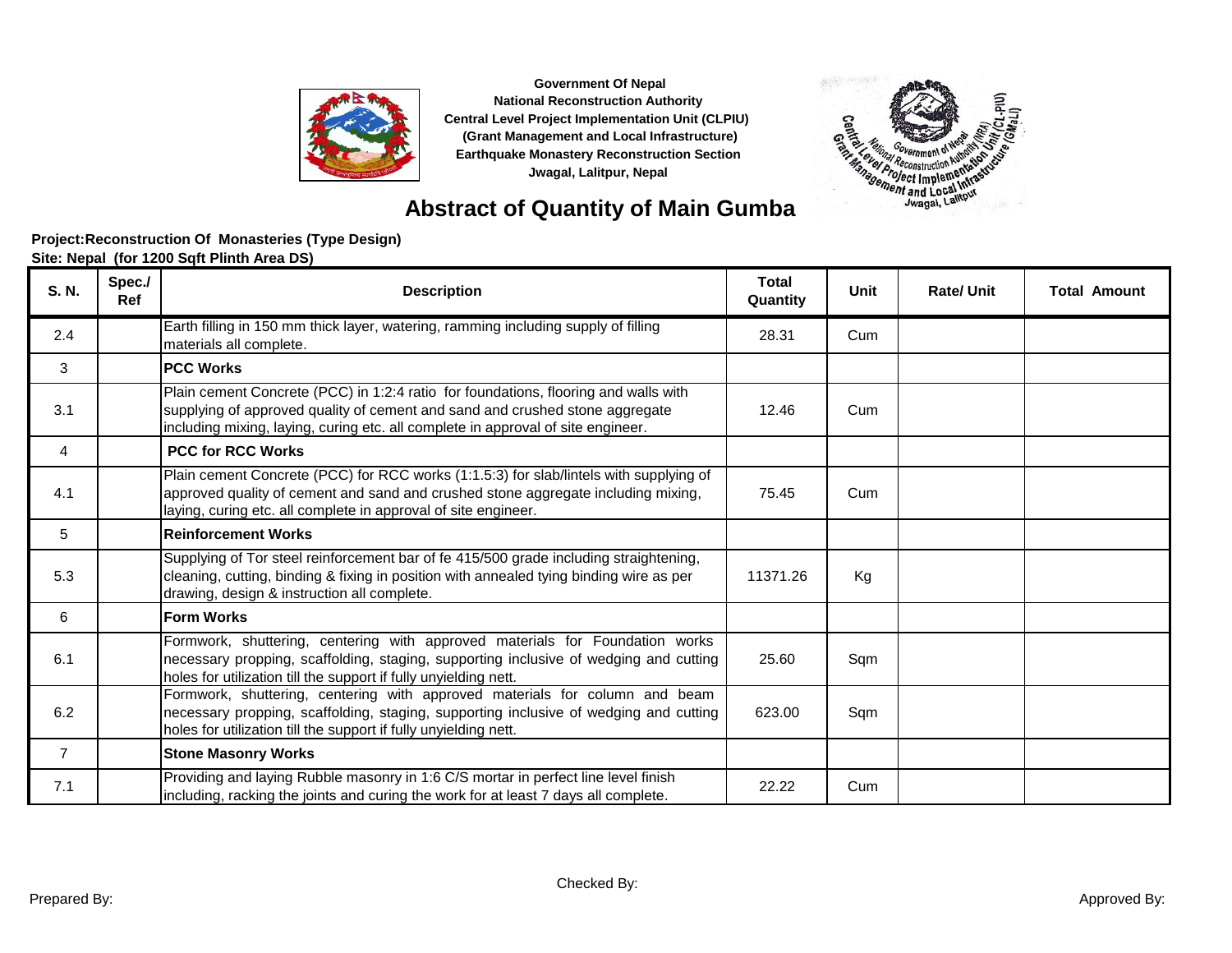Government Of Nepal
National Reconstruction Authority
Central Level Project Implementation Unit (CLPIU)
(Grant Management and Local Infrastructure)
Earthquake Monastery Reconstruction Section
Jwagal, Lalitpur, Nepal

# Abstract of Quantity of Main Gumba

**Project:Reconstruction Of Monasteries (Type Design)**
**Site: Nepal (for 1200 Sqft Plinth Area DS)**

| S. N. | Spec./ Ref | Description | Total Quantity | Unit | Rate/ Unit | Total Amount |
|---|---|---|---|---|---|---|
| 2.4 | | Earth filling in 150 mm thick layer, watering, ramming including supply of filling materials all complete. | 28.31 | Cum | | |
| 3 | | **PCC Works** | | | | |
| 3.1 | | Plain cement Concrete (PCC) in 1:2:4 ratio for foundations, flooring and walls with supplying of approved quality of cement and sand and crushed stone aggregate including mixing, laying, curing etc. all complete in approval of site engineer. | 12.46 | Cum | | |
| 4 | | **PCC for RCC Works** | | | | |
| 4.1 | | Plain cement Concrete (PCC) for RCC works (1:1.5:3) for slab/lintels with supplying of approved quality of cement and sand and crushed stone aggregate including mixing, laying, curing etc. all complete in approval of site engineer. | 75.45 | Cum | | |
| 5 | | **Reinforcement Works** | | | | |
| 5.3 | | Supplying of Tor steel reinforcement bar of fe 415/500 grade including straightening, cleaning, cutting, binding & fixing in position with annealed tying binding wire as per drawing, design & instruction all complete. | 11371.26 | Kg | | |
| 6 | | **Form Works** | | | | |
| 6.1 | | Formwork, shuttering, centering with approved materials for Foundation works necessary propping, scaffolding, staging, supporting inclusive of wedging and cutting holes for utilization till the support if fully unyielding nett. | 25.60 | Sqm | | |
| 6.2 | | Formwork, shuttering, centering with approved materials for column and beam necessary propping, scaffolding, staging, supporting inclusive of wedging and cutting holes for utilization till the support if fully unyielding nett. | 623.00 | Sqm | | |
| 7 | | **Stone Masonry Works** | | | | |
| 7.1 | | Providing and laying Rubble masonry in 1:6 C/S mortar in perfect line level finish including, racking the joints and curing the work for at least 7 days all complete. | 22.22 | Cum | | |

Prepared By: Checked By: Approved By: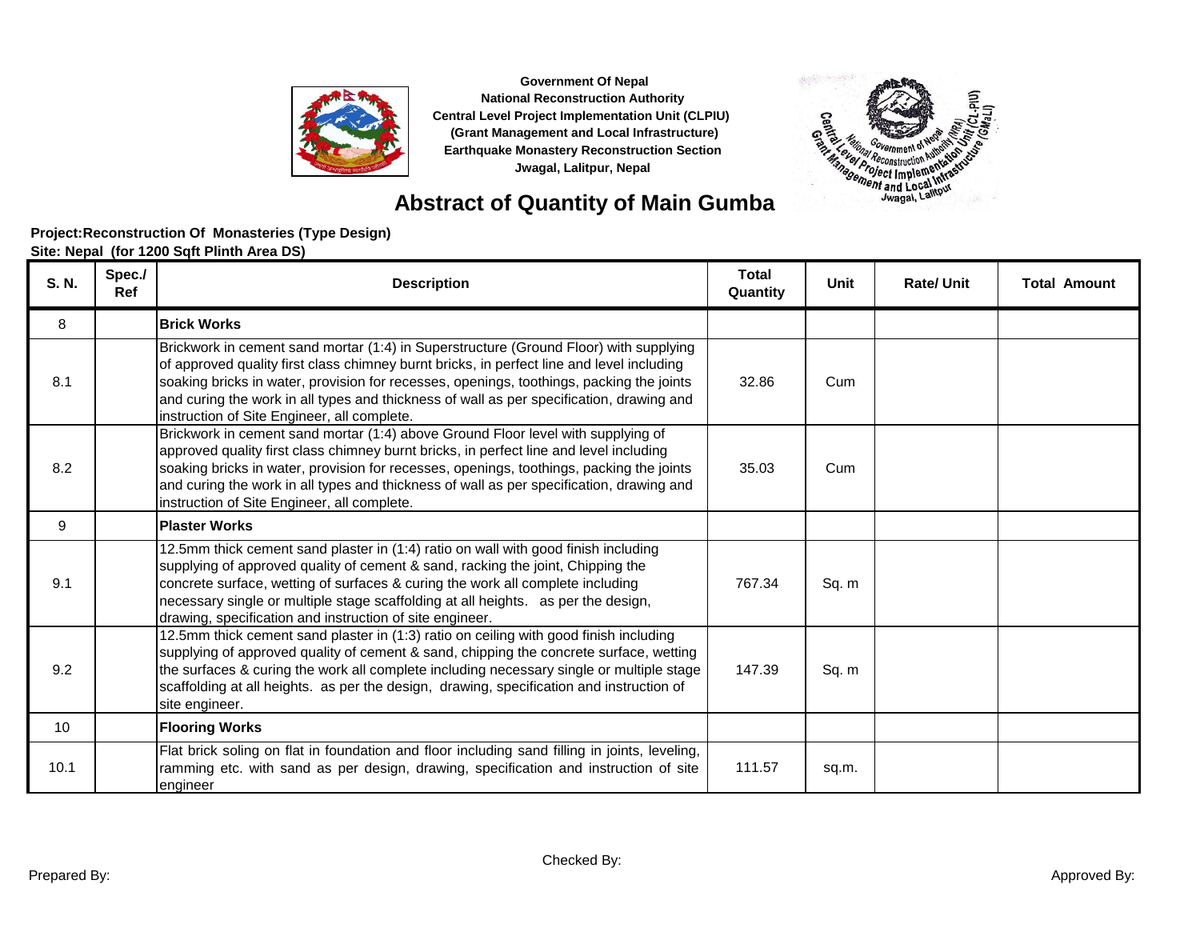Government Of Nepal
National Reconstruction Authority
Central Level Project Implementation Unit (CLPIU)
(Grant Management and Local Infrastructure)
Earthquake Monastery Reconstruction Section
Jwagal, Lalitpur, Nepal

# Abstract of Quantity of Main Gumba

**Project:Reconstruction Of Monasteries (Type Design)**
**Site: Nepal (for 1200 Sqft Plinth Area DS)**

| S. N. | Spec./ Ref | Description | Total Quantity | Unit | Rate/ Unit | Total Amount |
|---|---|---|---|---|---|---|
| 8 | | **Brick Works** | | | | |
| 8.1 | | Brickwork in cement sand mortar (1:4) in Superstructure (Ground Floor) with supplying of approved quality first class chimney burnt bricks, in perfect line and level including soaking bricks in water, provision for recesses, openings, toothings, packing the joints and curing the work in all types and thickness of wall as per specification, drawing and instruction of Site Engineer, all complete. | 32.86 | Cum | | |
| 8.2 | | Brickwork in cement sand mortar (1:4) above Ground Floor level with supplying of approved quality first class chimney burnt bricks, in perfect line and level including soaking bricks in water, provision for recesses, openings, toothings, packing the joints and curing the work in all types and thickness of wall as per specification, drawing and instruction of Site Engineer, all complete. | 35.03 | Cum | | |
| 9 | | **Plaster Works** | | | | |
| 9.1 | | 12.5mm thick cement sand plaster in (1:4) ratio on wall with good finish including supplying of approved quality of cement & sand, racking the joint, Chipping the concrete surface, wetting of surfaces & curing the work all complete including necessary single or multiple stage scaffolding at all heights. as per the design, drawing, specification and instruction of site engineer. | 767.34 | Sq. m | | |
| 9.2 | | 12.5mm thick cement sand plaster in (1:3) ratio on ceiling with good finish including supplying of approved quality of cement & sand, chipping the concrete surface, wetting the surfaces & curing the work all complete including necessary single or multiple stage scaffolding at all heights. as per the design, drawing, specification and instruction of site engineer. | 147.39 | Sq. m | | |
| 10 | | **Flooring Works** | | | | |
| 10.1 | | Flat brick soling on flat in foundation and floor including sand filling in joints, leveling, ramming etc. with sand as per design, drawing, specification and instruction of site engineer | 111.57 | sq.m. | | |

Prepared By: Checked By: Approved By: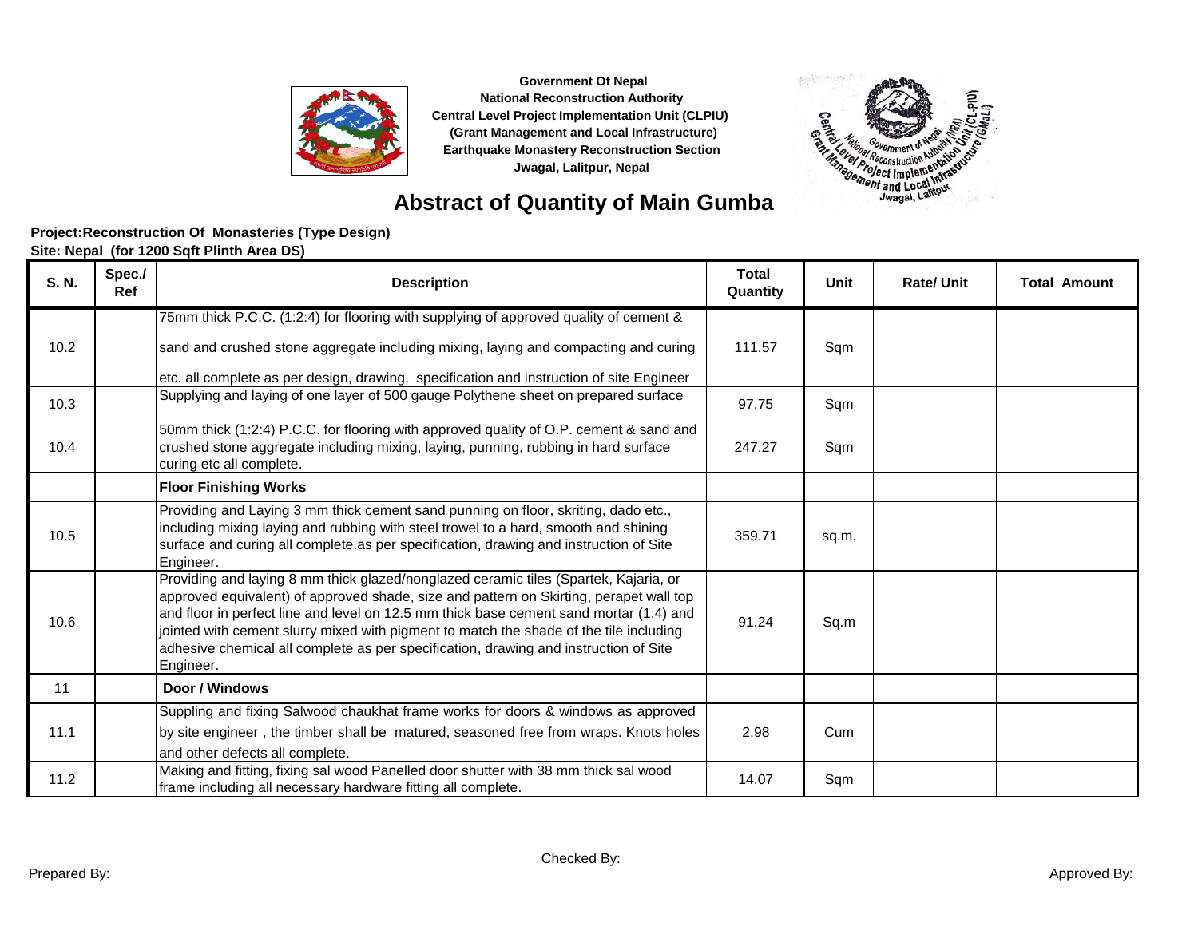Government Of Nepal
National Reconstruction Authority
Central Level Project Implementation Unit (CLPIU)
(Grant Management and Local Infrastructure)
Earthquake Monastery Reconstruction Section
Jwagal, Lalitpur, Nepal

# Abstract of Quantity of Main Gumba

**Project:Reconstruction Of Monasteries (Type Design)**
**Site: Nepal (for 1200 Sqft Plinth Area DS)**

| S. N. | Spec./ Ref | Description | Total Quantity | Unit | Rate/ Unit | Total Amount |
|---|---|---|---|---|---|---|
| 10.2 | | 75mm thick P.C.C. (1:2:4) for flooring with supplying of approved quality of cement & sand and crushed stone aggregate including mixing, laying and compacting and curing etc. all complete as per design, drawing, specification and instruction of site Engineer | 111.57 | Sqm | | |
| 10.3 | | Supplying and laying of one layer of 500 gauge Polythene sheet on prepared surface | 97.75 | Sqm | | |
| 10.4 | | 50mm thick (1:2:4) P.C.C. for flooring with approved quality of O.P. cement & sand and crushed stone aggregate including mixing, laying, punning, rubbing in hard surface curing etc all complete. | 247.27 | Sqm | | |
| | | **Floor Finishing Works** | | | | |
| 10.5 | | Providing and Laying 3 mm thick cement sand punning on floor, skriting, dado etc., including mixing laying and rubbing with steel trowel to a hard, smooth and shining surface and curing all complete.as per specification, drawing and instruction of Site Engineer. | 359.71 | sq.m. | | |
| 10.6 | | Providing and laying 8 mm thick glazed/nonglazed ceramic tiles (Spartek, Kajaria, or approved equivalent) of approved shade, size and pattern on Skirting, perapet wall top and floor in perfect line and level on 12.5 mm thick base cement sand mortar (1:4) and jointed with cement slurry mixed with pigment to match the shade of the tile including adhesive chemical all complete as per specification, drawing and instruction of Site Engineer. | 91.24 | Sq.m | | |
| 11 | | **Door / Windows** | | | | |
| 11.1 | | Suppling and fixing Salwood chaukhat frame works for doors & windows as approved by site engineer , the timber shall be matured, seasoned free from wraps. Knots holes and other defects all complete. | 2.98 | Cum | | |
| 11.2 | | Making and fitting, fixing sal wood Panelled door shutter with 38 mm thick sal wood frame including all necessary hardware fitting all complete. | 14.07 | Sqm | | |

Prepared By: Checked By: Approved By: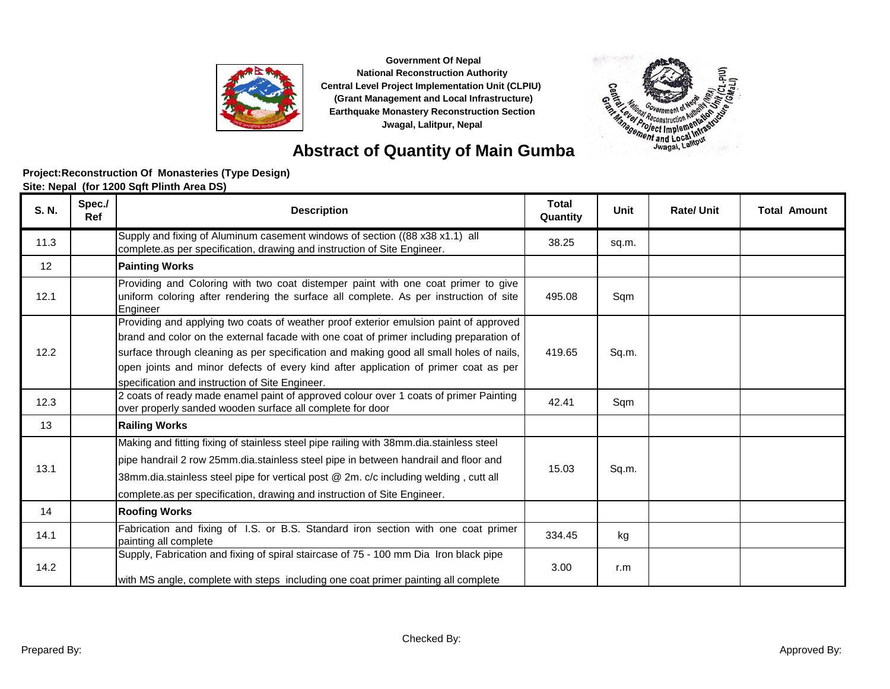Government Of Nepal
National Reconstruction Authority
Central Level Project Implementation Unit (CLPIU)
(Grant Management and Local Infrastructure)
Earthquake Monastery Reconstruction Section
Jwagal, Lalitpur, Nepal

# Abstract of Quantity of Main Gumba

**Project:Reconstruction Of Monasteries (Type Design)**
**Site: Nepal (for 1200 Sqft Plinth Area DS)**

| S. N. | Spec./ Ref | Description | Total Quantity | Unit | Rate/ Unit | Total Amount |
|---|---|---|---|---|---|---|
| 11.3 | | Supply and fixing of Aluminum casement windows of section ((88 x38 x1.1) all complete.as per specification, drawing and instruction of Site Engineer. | 38.25 | sq.m. | | |
| 12 | | **Painting Works** | | | | |
| 12.1 | | Providing and Coloring with two coat distemper paint with one coat primer to give uniform coloring after rendering the surface all complete. As per instruction of site Engineer | 495.08 | Sqm | | |
| 12.2 | | Providing and applying two coats of weather proof exterior emulsion paint of approved brand and color on the external facade with one coat of primer including preparation of surface through cleaning as per specification and making good all small holes of nails, open joints and minor defects of every kind after application of primer coat as per specification and instruction of Site Engineer. | 419.65 | Sq.m. | | |
| 12.3 | | 2 coats of ready made enamel paint of approved colour over 1 coats of primer Painting over properly sanded wooden surface all complete for door | 42.41 | Sqm | | |
| 13 | | **Railing Works** | | | | |
| 13.1 | | Making and fitting fixing of stainless steel pipe railing with 38mm.dia.stainless steel pipe handrail 2 row 25mm.dia.stainless steel pipe in between handrail and floor and 38mm.dia.stainless steel pipe for vertical post @ 2m. c/c including welding , cutt all complete.as per specification, drawing and instruction of Site Engineer. | 15.03 | Sq.m. | | |
| 14 | | **Roofing Works** | | | | |
| 14.1 | | Fabrication and fixing of I.S. or B.S. Standard iron section with one coat primer painting all complete | 334.45 | kg | | |
| 14.2 | | Supply, Fabrication and fixing of spiral staircase of 75 - 100 mm Dia Iron black pipe with MS angle, complete with steps including one coat primer painting all complete | 3.00 | r.m | | |

Prepared By: Checked By: Approved By: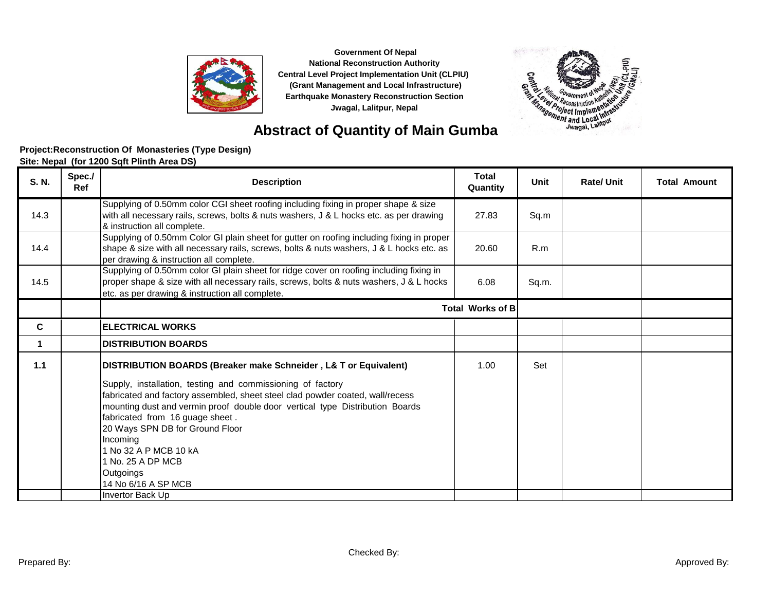Government Of Nepal
National Reconstruction Authority
Central Level Project Implementation Unit (CLPIU)
(Grant Management and Local Infrastructure)
Earthquake Monastery Reconstruction Section
Jwagal, Lalitpur, Nepal

# Abstract of Quantity of Main Gumba

**Project:Reconstruction Of Monasteries (Type Design)**
**Site: Nepal (for 1200 Sqft Plinth Area DS)**

| S. N. | Spec./ Ref | Description | Total Quantity | Unit | Rate/ Unit | Total Amount |
|---|---|---|---|---|---|---|
| 14.3 | | Supplying of 0.50mm color CGI sheet roofing including fixing in proper shape & size with all necessary rails, screws, bolts & nuts washers, J & L hocks etc. as per drawing & instruction all complete. | 27.83 | Sq.m | | |
| 14.4 | | Supplying of 0.50mm Color GI plain sheet for gutter on roofing including fixing in proper shape & size with all necessary rails, screws, bolts & nuts washers, J & L hocks etc. as per drawing & instruction all complete. | 20.60 | R.m | | |
| 14.5 | | Supplying of 0.50mm color GI plain sheet for ridge cover on roofing including fixing in proper shape & size with all necessary rails, screws, bolts & nuts washers, J & L hocks etc. as per drawing & instruction all complete. | 6.08 | Sq.m. | | |
| | | **Total Works of B** | | | | |
| **C** | | **ELECTRICAL WORKS** | | | | |
| **1** | | **DISTRIBUTION BOARDS** | | | | |
| **1.1** | | **DISTRIBUTION BOARDS (Breaker make Schneider , L& T or Equivalent)**<br>Supply, installation, testing and commissioning of factory fabricated and factory assembled, sheet steel clad powder coated, wall/recess mounting dust and vermin proof double door vertical type Distribution Boards fabricated from 16 guage sheet .<br>20 Ways SPN DB for Ground Floor<br>Incoming<br>1 No 32 A P MCB 10 kA<br>1 No. 25 A DP MCB<br>Outgoings<br>14 No 6/16 A SP MCB | 1.00 | Set | | |
| | | Invertor Back Up | | | | |

Prepared By: Checked By: Approved By: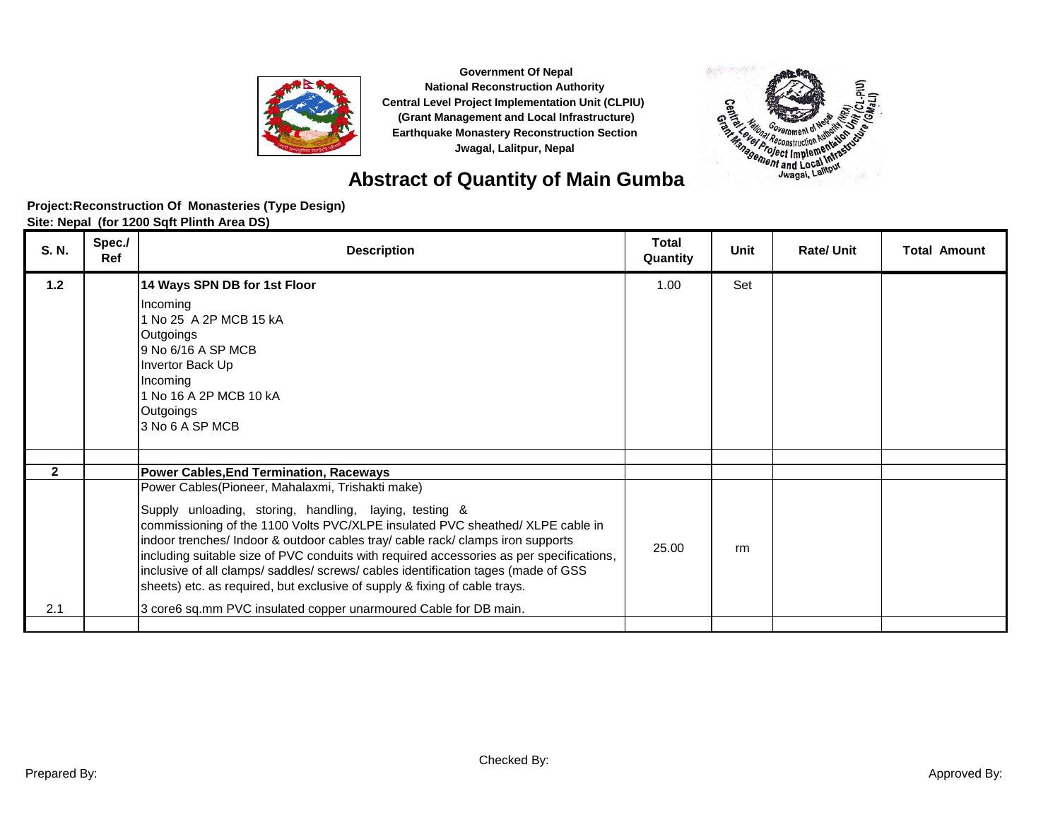Government Of Nepal
National Reconstruction Authority
Central Level Project Implementation Unit (CLPIU)
(Grant Management and Local Infrastructure)
Earthquake Monastery Reconstruction Section
Jwagal, Lalitpur, Nepal

# Abstract of Quantity of Main Gumba

**Project:Reconstruction Of Monasteries (Type Design)**
**Site: Nepal (for 1200 Sqft Plinth Area DS)**

| S. N. | Spec./ Ref | Description | Total Quantity | Unit | Rate/ Unit | Total Amount |
|---|---|---|---|---|---|---|
| **1.2** | | **14 Ways SPN DB for 1st Floor**<br>Incoming<br>1 No 25 A 2P MCB 15 kA<br>Outgoings<br>9 No 6/16 A SP MCB<br>Invertor Back Up<br>Incoming<br>1 No 16 A 2P MCB 10 kA<br>Outgoings<br>3 No 6 A SP MCB | 1.00 | Set | | |
| | | | | | | |
| **2** | | **Power Cables,End Termination, Raceways** | | | | |
| | | Power Cables(Pioneer, Mahalaxmi, Trishakti make)<br>Supply unloading, storing, handling, laying, testing & commissioning of the 1100 Volts PVC/XLPE insulated PVC sheathed/ XLPE cable in indoor trenches/ Indoor & outdoor cables tray/ cable rack/ clamps iron supports including suitable size of PVC conduits with required accessories as per specifications, inclusive of all clamps/ saddles/ screws/ cables identification tages (made of GSS sheets) etc. as required, but exclusive of supply & fixing of cable trays. | | | | |
| 2.1 | | 3 core6 sq.mm PVC insulated copper unarmoured Cable for DB main. | 25.00 | rm | | |
| | | | | | | |

Prepared By: Checked By: Approved By: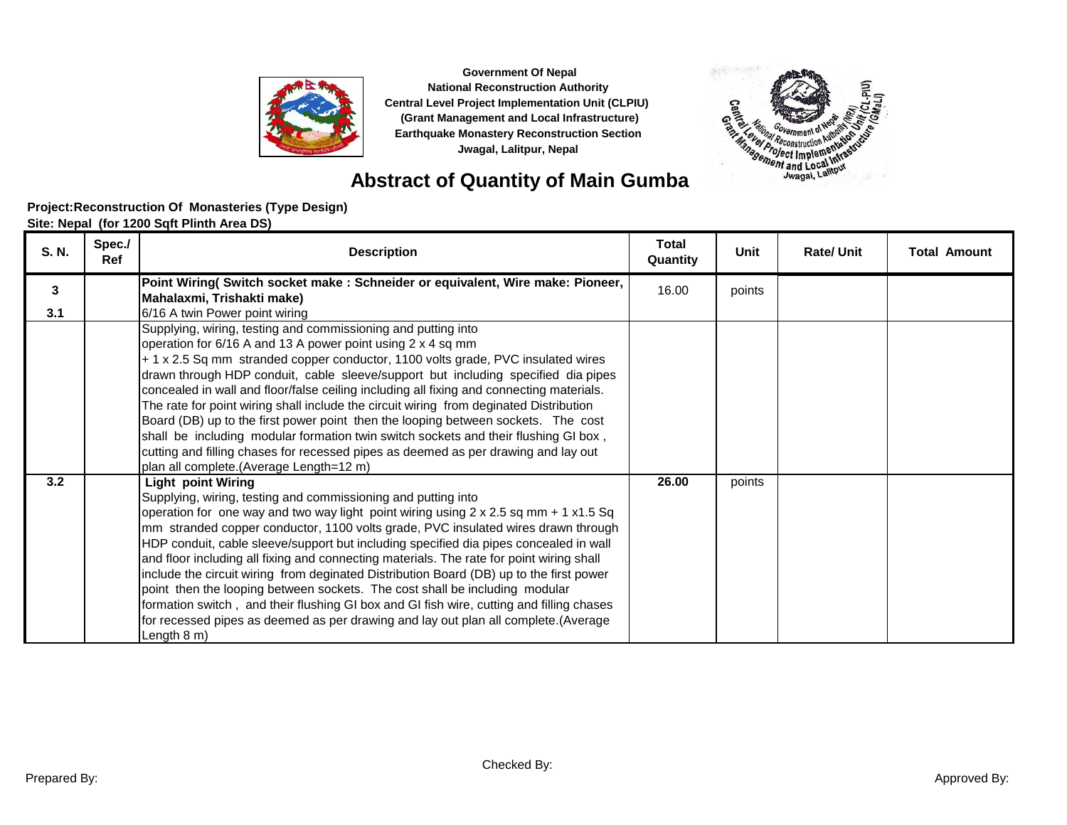Government Of Nepal
National Reconstruction Authority
Central Level Project Implementation Unit (CLPIU)
(Grant Management and Local Infrastructure)
Earthquake Monastery Reconstruction Section
Jwagal, Lalitpur, Nepal

# Abstract of Quantity of Main Gumba

**Project:Reconstruction Of Monasteries (Type Design)**
**Site: Nepal (for 1200 Sqft Plinth Area DS)**

| S. N. | Spec./ Ref | Description | Total Quantity | Unit | Rate/ Unit | Total Amount |
|---|---|---|---|---|---|---|
| **3** | | **Point Wiring( Switch socket make : Schneider or equivalent, Wire make: Pioneer, Mahalaxmi, Trishakti make)** | 16.00 | points | | |
| **3.1** | | 6/16 A twin Power point wiring | | | | |
| | | Supplying, wiring, testing and commissioning and putting into operation for 6/16 A and 13 A power point using 2 x 4 sq mm + 1 x 2.5 Sq mm stranded copper conductor, 1100 volts grade, PVC insulated wires drawn through HDP conduit, cable sleeve/support but including specified dia pipes concealed in wall and floor/false ceiling including all fixing and connecting materials. The rate for point wiring shall include the circuit wiring from deginated Distribution Board (DB) up to the first power point then the looping between sockets. The cost shall be including modular formation twin switch sockets and their flushing GI box , cutting and filling chases for recessed pipes as deemed as per drawing and lay out plan all complete.(Average Length=12 m) | | | | |
| **3.2** | | **Light point Wiring** Supplying, wiring, testing and commissioning and putting into operation for one way and two way light point wiring using 2 x 2.5 sq mm + 1 x1.5 Sq mm stranded copper conductor, 1100 volts grade, PVC insulated wires drawn through HDP conduit, cable sleeve/support but including specified dia pipes concealed in wall and floor including all fixing and connecting materials. The rate for point wiring shall include the circuit wiring from deginated Distribution Board (DB) up to the first power point then the looping between sockets. The cost shall be including modular formation switch , and their flushing GI box and GI fish wire, cutting and filling chases for recessed pipes as deemed as per drawing and lay out plan all complete.(Average Length 8 m) | **26.00** | points | | |

Prepared By: Checked By: Approved By: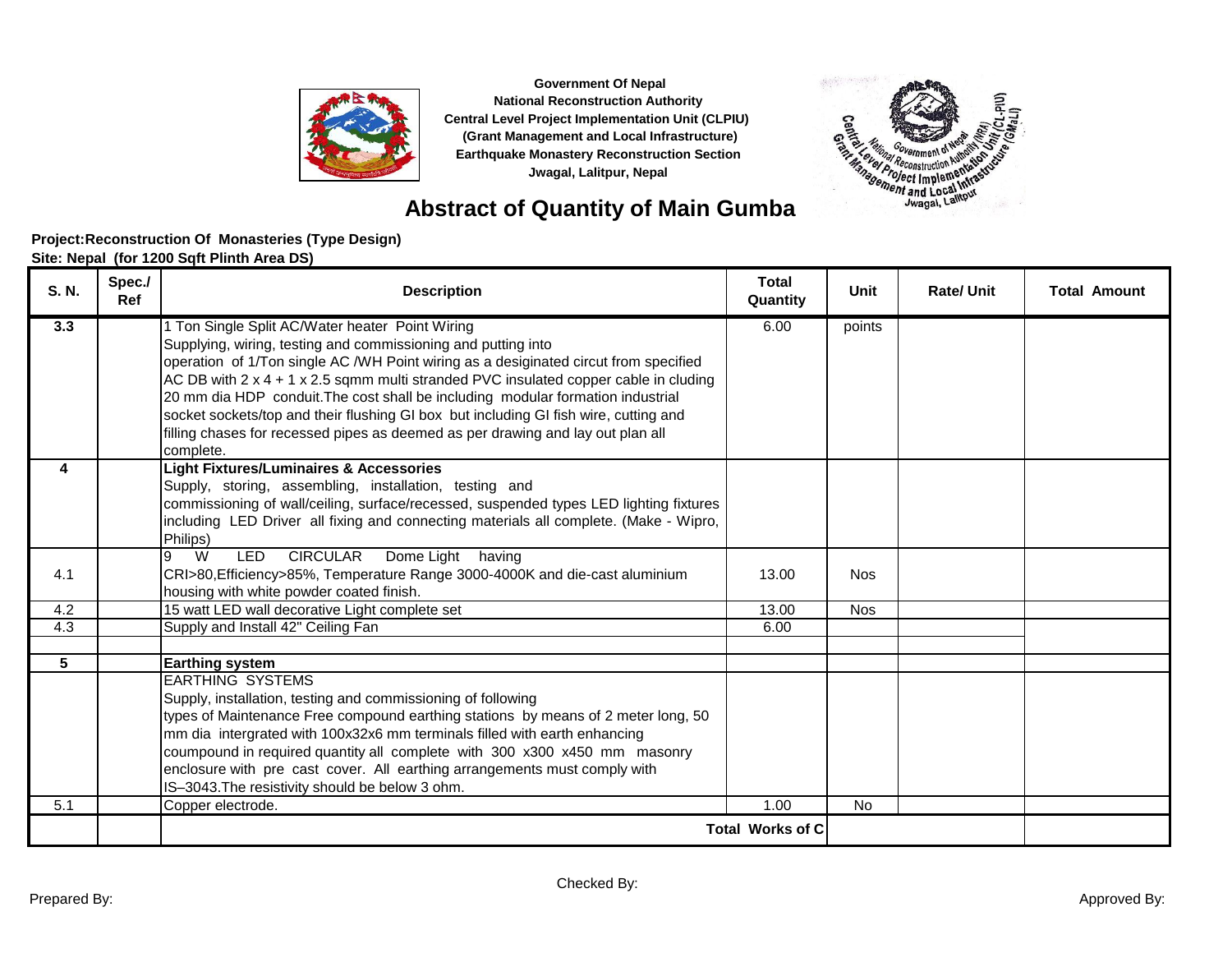Government Of Nepal
National Reconstruction Authority
Central Level Project Implementation Unit (CLPIU)
(Grant Management and Local Infrastructure)
Earthquake Monastery Reconstruction Section
Jwagal, Lalitpur, Nepal

# Abstract of Quantity of Main Gumba

**Project:Reconstruction Of Monasteries (Type Design)**
**Site: Nepal (for 1200 Sqft Plinth Area DS)**

| S. N. | Spec./ Ref | Description | Total Quantity | Unit | Rate/ Unit | Total Amount |
|---|---|---|---|---|---|---|
| **3.3** | | 1 Ton Single Split AC/Water heater Point Wiring<br>Supplying, wiring, testing and commissioning and putting into operation of 1/Ton single AC /WH Point wiring as a desiginated circut from specified AC DB with 2 x 4 + 1 x 2.5 sqmm multi stranded PVC insulated copper cable in cluding 20 mm dia HDP conduit.The cost shall be including modular formation industrial socket sockets/top and their flushing GI box but including GI fish wire, cutting and filling chases for recessed pipes as deemed as per drawing and lay out plan all complete. | 6.00 | points | | |
| **4** | | **Light Fixtures/Luminaires & Accessories**<br>Supply, storing, assembling, installation, testing and commissioning of wall/ceiling, surface/recessed, suspended types LED lighting fixtures including LED Driver all fixing and connecting materials all complete. (Make - Wipro, Philips) | | | | |
| 4.1 | | 9 W LED CIRCULAR Dome Light having CRI>80,Efficiency>85%, Temperature Range 3000-4000K and die-cast aluminium housing with white powder coated finish. | 13.00 | Nos | | |
| 4.2 | | 15 watt LED wall decorative Light complete set | 13.00 | Nos | | |
| 4.3 | | Supply and Install 42" Ceiling Fan | 6.00 | | | |
| | | | | | | |
| **5** | | **Earthing system** | | | | |
| | | EARTHING SYSTEMS<br>Supply, installation, testing and commissioning of following types of Maintenance Free compound earthing stations by means of 2 meter long, 50 mm dia intergrated with 100x32x6 mm terminals filled with earth enhancing coumpound in required quantity all complete with 300 x300 x450 mm masonry enclosure with pre cast cover. All earthing arrangements must comply with IS–3043.The resistivity should be below 3 ohm. | | | | |
| 5.1 | | Copper electrode. | 1.00 | No | | |
| | | **Total Works of C** | | | | |

Prepared By: Checked By: Approved By: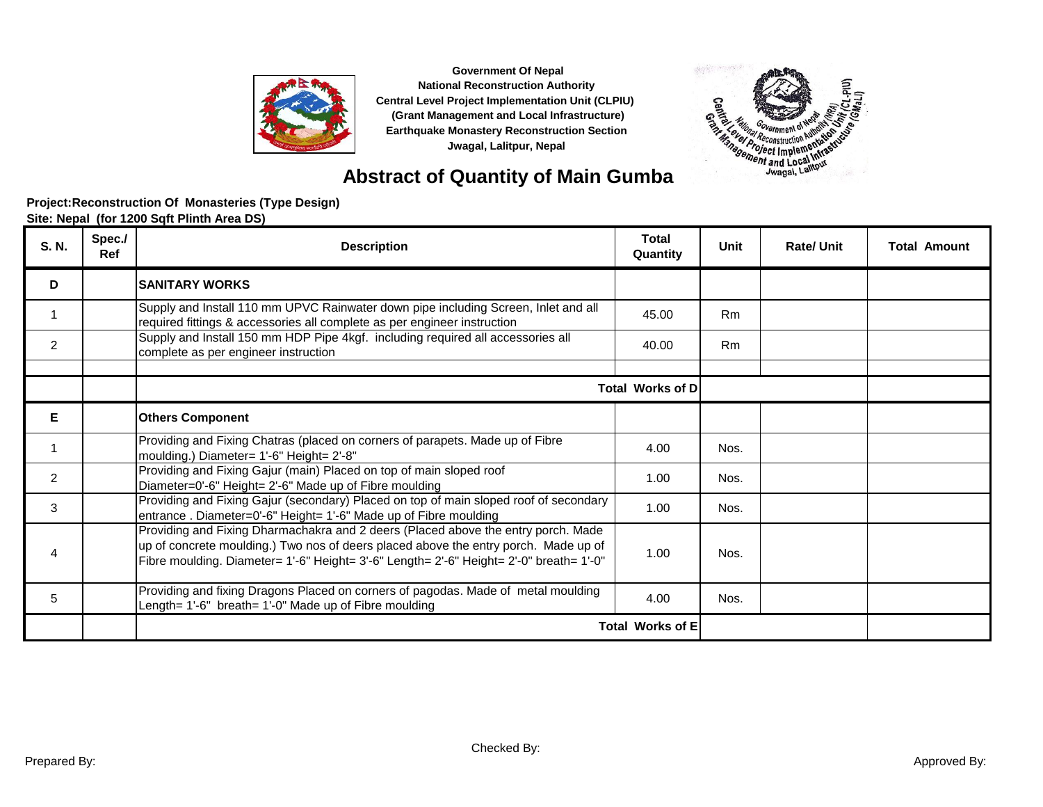Government Of Nepal
National Reconstruction Authority
Central Level Project Implementation Unit (CLPIU)
(Grant Management and Local Infrastructure)
Earthquake Monastery Reconstruction Section
Jwagal, Lalitpur, Nepal

# Abstract of Quantity of Main Gumba

**Project:Reconstruction Of Monasteries (Type Design)**
**Site: Nepal (for 1200 Sqft Plinth Area DS)**

| S. N. | Spec./ Ref | Description | Total Quantity | Unit | Rate/ Unit | Total Amount |
|---|---|---|---|---|---|---|
| **D** | | **SANITARY WORKS** | | | | |
| 1 | | Supply and Install 110 mm UPVC Rainwater down pipe including Screen, Inlet and all required fittings & accessories all complete as per engineer instruction | 45.00 | Rm | | |
| 2 | | Supply and Install 150 mm HDP Pipe 4kgf. including required all accessories all complete as per engineer instruction | 40.00 | Rm | | |
| | | | | | | |
| | | **Total Works of D** | | | | |
| **E** | | **Others Component** | | | | |
| 1 | | Providing and Fixing Chatras (placed on corners of parapets. Made up of Fibre moulding.) Diameter= 1'-6" Height= 2'-8" | 4.00 | Nos. | | |
| 2 | | Providing and Fixing Gajur (main) Placed on top of main sloped roof Diameter=0'-6" Height= 2'-6" Made up of Fibre moulding | 1.00 | Nos. | | |
| 3 | | Providing and Fixing Gajur (secondary) Placed on top of main sloped roof of secondary entrance . Diameter=0'-6" Height= 1'-6" Made up of Fibre moulding | 1.00 | Nos. | | |
| 4 | | Providing and Fixing Dharmachakra and 2 deers (Placed above the entry porch. Made up of concrete moulding.) Two nos of deers placed above the entry porch. Made up of Fibre moulding. Diameter= 1'-6" Height= 3'-6" Length= 2'-6" Height= 2'-0" breath= 1'-0" | 1.00 | Nos. | | |
| 5 | | Providing and fixing Dragons Placed on corners of pagodas. Made of metal moulding Length= 1'-6" breath= 1'-0" Made up of Fibre moulding | 4.00 | Nos. | | |
| | | **Total Works of E** | | | | |

Prepared By: Checked By: Approved By: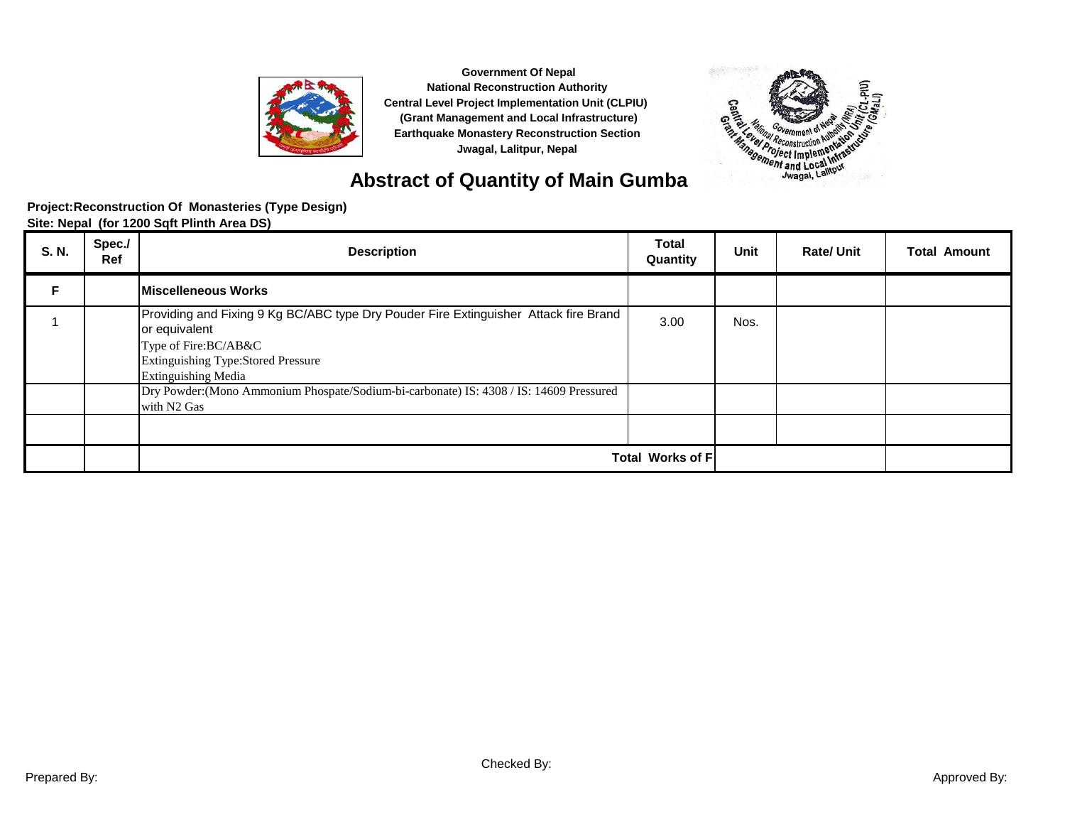**Government Of Nepal**
**National Reconstruction Authority**
**Central Level Project Implementation Unit (CLPIU)**
**(Grant Management and Local Infrastructure)**
**Earthquake Monastery Reconstruction Section**
**Jwagal, Lalitpur, Nepal**

# Abstract of Quantity of Main Gumba

**Project:Reconstruction Of Monasteries (Type Design)**
**Site: Nepal (for 1200 Sqft Plinth Area DS)**

| S. N. | Spec./ Ref | Description | Total Quantity | Unit | Rate/ Unit | Total Amount |
|---|---|---|---|---|---|---|
| F | | **Miscelleneous Works** | | | | |
| 1 | | Providing and Fixing 9 Kg BC/ABC type Dry Pouder Fire Extinguisher Attack fire Brand or equivalent<br>Type of Fire:BC/AB&C<br>Extinguishing Type:Stored Pressure<br>Extinguishing Media | 3.00 | Nos. | | |
| | | Dry Powder:(Mono Ammonium Phospate/Sodium-bi-carbonate) IS: 4308 / IS: 14609 Pressured with N2 Gas | | | | |
| | | | | | | |
| | | **Total Works of F** | | | | |

Prepared By:

Checked By:

Approved By: